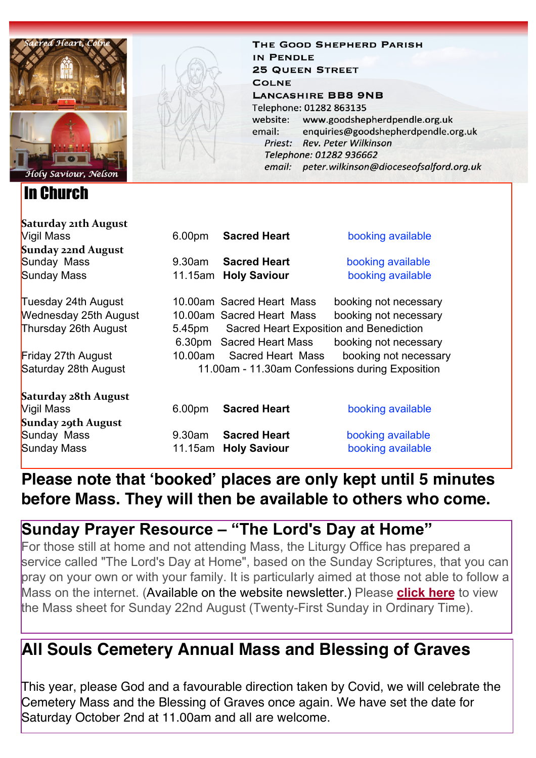Sacred Heart, Colne

Holy Saviour, Nelson

**The Good Shepherd Parish in Pendle**
**25 Queen Street**
**Colne**
**Lancashire BB8 9NB**
Telephone: 01282 863135
website: www.goodshepherdpendle.org.uk
email: enquiries@goodshepherdpendle.org.uk
*Priest: Rev. Peter Wilkinson*
*Telephone: 01282 936662*
*email: peter.wilkinson@dioceseofsalford.org.uk*

# In Church

**Saturday 21th August**

| | | | |
|---|---|---|---|
| Vigil Mass | 6.00pm | **Sacred Heart** | booking available |

**Sunday 22nd August**

| | | | |
|---|---|---|---|
| Sunday Mass | 9.30am | **Sacred Heart** | booking available |
| Sunday Mass | 11.15am | **Holy Saviour** | booking available |

| | | | |
|---|---|---|---|
| Tuesday 24th August | 10.00am | Sacred Heart Mass | booking not necessary |
| Wednesday 25th August | 10.00am | Sacred Heart Mass | booking not necessary |
| Thursday 26th August | 5.45pm | Sacred Heart Exposition and Benediction | |
| | 6.30pm | Sacred Heart Mass | booking not necessary |
| Friday 27th August | 10.00am | Sacred Heart Mass | booking not necessary |
| Saturday 28th August | 11.00am - 11.30am | Confessions during Exposition | |

**Saturday 28th August**

| | | | |
|---|---|---|---|
| Vigil Mass | 6.00pm | **Sacred Heart** | booking available |

**Sunday 29th August**

| | | | |
|---|---|---|---|
| Sunday Mass | 9.30am | **Sacred Heart** | booking available |
| Sunday Mass | 11.15am | **Holy Saviour** | booking available |

**Please note that 'booked' places are only kept until 5 minutes before Mass. They will then be available to others who come.**

## Sunday Prayer Resource – "The Lord's Day at Home"

For those still at home and not attending Mass, the Liturgy Office has prepared a service called "The Lord's Day at Home", based on the Sunday Scriptures, that you can pray on your own or with your family. It is particularly aimed at those not able to follow a Mass on the internet. (Available on the website newsletter.) Please **click here** to view the Mass sheet for Sunday 22nd August (Twenty-First Sunday in Ordinary Time).

## All Souls Cemetery Annual Mass and Blessing of Graves

This year, please God and a favourable direction taken by Covid, we will celebrate the Cemetery Mass and the Blessing of Graves once again. We have set the date for Saturday October 2nd at 11.00am and all are welcome.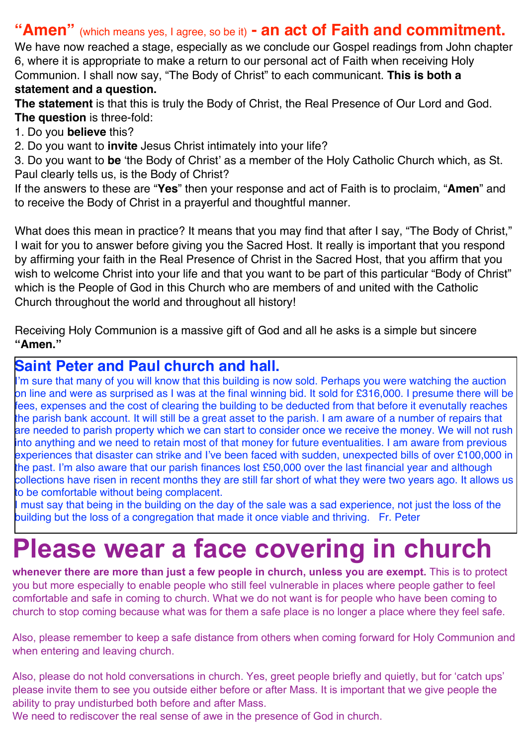## "Amen" (which means yes, I agree, so be it) - an act of Faith and commitment.

We have now reached a stage, especially as we conclude our Gospel readings from John chapter 6, where it is appropriate to make a return to our personal act of Faith when receiving Holy Communion. I shall now say, "The Body of Christ" to each communicant. **This is both a statement and a question.**

**The statement** is that this is truly the Body of Christ, the Real Presence of Our Lord and God.

**The question** is three-fold:

1. Do you **believe** this?
2. Do you want to **invite** Jesus Christ intimately into your life?
3. Do you want to **be** 'the Body of Christ' as a member of the Holy Catholic Church which, as St. Paul clearly tells us, is the Body of Christ?

If the answers to these are "**Yes**" then your response and act of Faith is to proclaim, "**Amen**" and to receive the Body of Christ in a prayerful and thoughtful manner.

What does this mean in practice? It means that you may find that after I say, "The Body of Christ," I wait for you to answer before giving you the Sacred Host. It really is important that you respond by affirming your faith in the Real Presence of Christ in the Sacred Host, that you affirm that you wish to welcome Christ into your life and that you want to be part of this particular "Body of Christ" which is the People of God in this Church who are members of and united with the Catholic Church throughout the world and throughout all history!

Receiving Holy Communion is a massive gift of God and all he asks is a simple but sincere **"Amen."**

## Saint Peter and Paul church and hall.

I'm sure that many of you will know that this building is now sold. Perhaps you were watching the auction on line and were as surprised as I was at the final winning bid. It sold for £316,000. I presume there will be fees, expenses and the cost of clearing the building to be deducted from that before it evenutally reaches the parish bank account. It will still be a great asset to the parish. I am aware of a number of repairs that are needed to parish property which we can start to consider once we receive the money. We will not rush into anything and we need to retain most of that money for future eventualities. I am aware from previous experiences that disaster can strike and I've been faced with sudden, unexpected bills of over £100,000 in the past. I'm also aware that our parish finances lost £50,000 over the last financial year and although collections have risen in recent months they are still far short of what they were two years ago. It allows us to be comfortable without being complacent.

I must say that being in the building on the day of the sale was a sad experience, not just the loss of the building but the loss of a congregation that made it once viable and thriving. Fr. Peter

# Please wear a face covering in church

**whenever there are more than just a few people in church, unless you are exempt.** This is to protect you but more especially to enable people who still feel vulnerable in places where people gather to feel comfortable and safe in coming to church. What we do not want is for people who have been coming to church to stop coming because what was for them a safe place is no longer a place where they feel safe.

Also, please remember to keep a safe distance from others when coming forward for Holy Communion and when entering and leaving church.

Also, please do not hold conversations in church. Yes, greet people briefly and quietly, but for 'catch ups' please invite them to see you outside either before or after Mass. It is important that we give people the ability to pray undisturbed both before and after Mass.

We need to rediscover the real sense of awe in the presence of God in church.